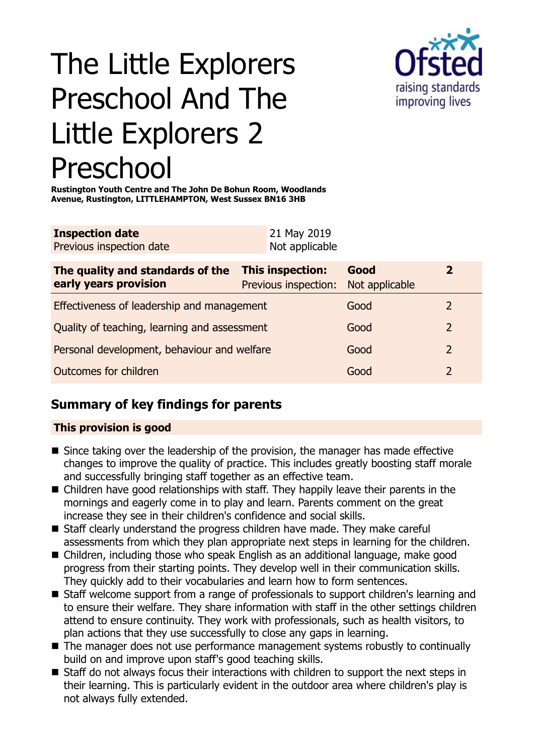# The Little Explorers Preschool And The Little Explorers 2 Preschool

**Rustington Youth Centre and The John De Bohun Room, Woodlands Avenue, Rustington, LITTLEHAMPTON, West Sussex BN16 3HB**

| **Inspection date** | 21 May 2019 |
|---|---|
| Previous inspection date | Not applicable |

| **The quality and standards of the early years provision** | **This inspection:** Previous inspection: | **Good** Not applicable | **2** |
|---|---|---|---|
| Effectiveness of leadership and management | | Good | 2 |
| Quality of teaching, learning and assessment | | Good | 2 |
| Personal development, behaviour and welfare | | Good | 2 |
| Outcomes for children | | Good | 2 |

## Summary of key findings for parents

**This provision is good**

- Since taking over the leadership of the provision, the manager has made effective changes to improve the quality of practice. This includes greatly boosting staff morale and successfully bringing staff together as an effective team.
- Children have good relationships with staff. They happily leave their parents in the mornings and eagerly come in to play and learn. Parents comment on the great increase they see in their children's confidence and social skills.
- Staff clearly understand the progress children have made. They make careful assessments from which they plan appropriate next steps in learning for the children.
- Children, including those who speak English as an additional language, make good progress from their starting points. They develop well in their communication skills. They quickly add to their vocabularies and learn how to form sentences.
- Staff welcome support from a range of professionals to support children's learning and to ensure their welfare. They share information with staff in the other settings children attend to ensure continuity. They work with professionals, such as health visitors, to plan actions that they use successfully to close any gaps in learning.
- The manager does not use performance management systems robustly to continually build on and improve upon staff's good teaching skills.
- Staff do not always focus their interactions with children to support the next steps in their learning. This is particularly evident in the outdoor area where children's play is not always fully extended.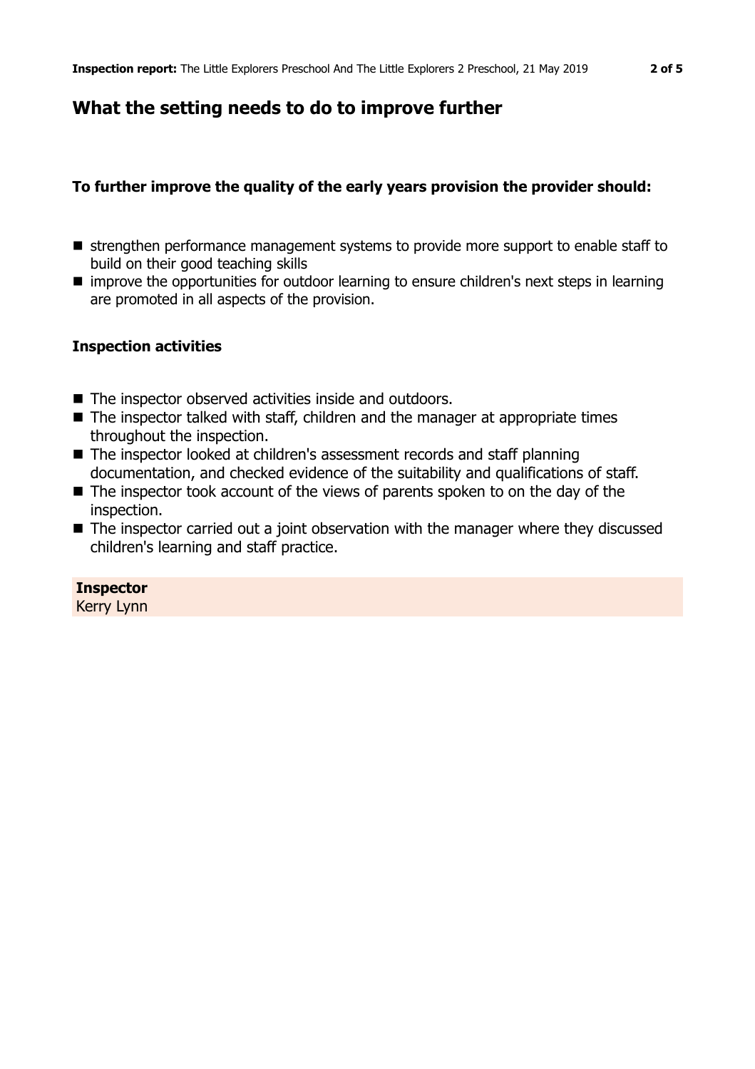## What the setting needs to do to improve further

**To further improve the quality of the early years provision the provider should:**

- strengthen performance management systems to provide more support to enable staff to build on their good teaching skills
- improve the opportunities for outdoor learning to ensure children's next steps in learning are promoted in all aspects of the provision.

### Inspection activities

- The inspector observed activities inside and outdoors.
- The inspector talked with staff, children and the manager at appropriate times throughout the inspection.
- The inspector looked at children's assessment records and staff planning documentation, and checked evidence of the suitability and qualifications of staff.
- The inspector took account of the views of parents spoken to on the day of the inspection.
- The inspector carried out a joint observation with the manager where they discussed children's learning and staff practice.

**Inspector**
Kerry Lynn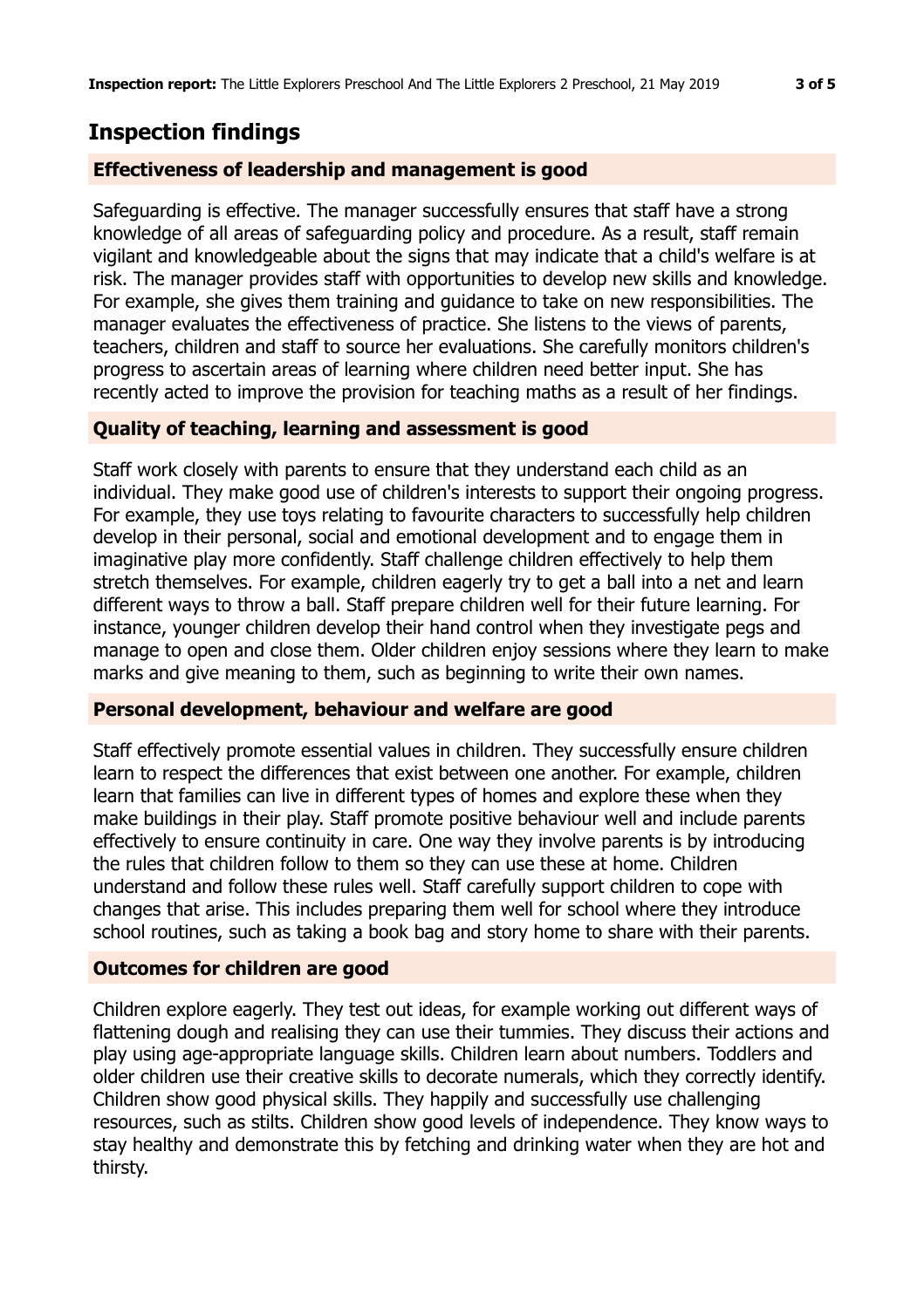## Inspection findings

### Effectiveness of leadership and management is good

Safeguarding is effective. The manager successfully ensures that staff have a strong knowledge of all areas of safeguarding policy and procedure. As a result, staff remain vigilant and knowledgeable about the signs that may indicate that a child's welfare is at risk. The manager provides staff with opportunities to develop new skills and knowledge. For example, she gives them training and guidance to take on new responsibilities. The manager evaluates the effectiveness of practice. She listens to the views of parents, teachers, children and staff to source her evaluations. She carefully monitors children's progress to ascertain areas of learning where children need better input. She has recently acted to improve the provision for teaching maths as a result of her findings.

### Quality of teaching, learning and assessment is good

Staff work closely with parents to ensure that they understand each child as an individual. They make good use of children's interests to support their ongoing progress. For example, they use toys relating to favourite characters to successfully help children develop in their personal, social and emotional development and to engage them in imaginative play more confidently. Staff challenge children effectively to help them stretch themselves. For example, children eagerly try to get a ball into a net and learn different ways to throw a ball. Staff prepare children well for their future learning. For instance, younger children develop their hand control when they investigate pegs and manage to open and close them. Older children enjoy sessions where they learn to make marks and give meaning to them, such as beginning to write their own names.

### Personal development, behaviour and welfare are good

Staff effectively promote essential values in children. They successfully ensure children learn to respect the differences that exist between one another. For example, children learn that families can live in different types of homes and explore these when they make buildings in their play. Staff promote positive behaviour well and include parents effectively to ensure continuity in care. One way they involve parents is by introducing the rules that children follow to them so they can use these at home. Children understand and follow these rules well. Staff carefully support children to cope with changes that arise. This includes preparing them well for school where they introduce school routines, such as taking a book bag and story home to share with their parents.

### Outcomes for children are good

Children explore eagerly. They test out ideas, for example working out different ways of flattening dough and realising they can use their tummies. They discuss their actions and play using age-appropriate language skills. Children learn about numbers. Toddlers and older children use their creative skills to decorate numerals, which they correctly identify. Children show good physical skills. They happily and successfully use challenging resources, such as stilts. Children show good levels of independence. They know ways to stay healthy and demonstrate this by fetching and drinking water when they are hot and thirsty.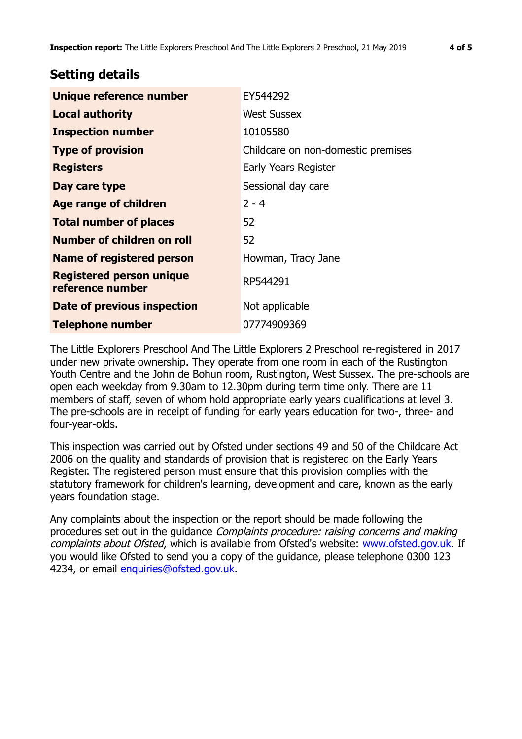## Setting details

| | |
|---|---|
| **Unique reference number** | EY544292 |
| **Local authority** | West Sussex |
| **Inspection number** | 10105580 |
| **Type of provision** | Childcare on non-domestic premises |
| **Registers** | Early Years Register |
| **Day care type** | Sessional day care |
| **Age range of children** | 2 - 4 |
| **Total number of places** | 52 |
| **Number of children on roll** | 52 |
| **Name of registered person** | Howman, Tracy Jane |
| **Registered person unique reference number** | RP544291 |
| **Date of previous inspection** | Not applicable |
| **Telephone number** | 07774909369 |

The Little Explorers Preschool And The Little Explorers 2 Preschool re-registered in 2017 under new private ownership. They operate from one room in each of the Rustington Youth Centre and the John de Bohun room, Rustington, West Sussex. The pre-schools are open each weekday from 9.30am to 12.30pm during term time only. There are 11 members of staff, seven of whom hold appropriate early years qualifications at level 3. The pre-schools are in receipt of funding for early years education for two-, three- and four-year-olds.

This inspection was carried out by Ofsted under sections 49 and 50 of the Childcare Act 2006 on the quality and standards of provision that is registered on the Early Years Register. The registered person must ensure that this provision complies with the statutory framework for children's learning, development and care, known as the early years foundation stage.

Any complaints about the inspection or the report should be made following the procedures set out in the guidance *Complaints procedure: raising concerns and making complaints about Ofsted*, which is available from Ofsted's website: www.ofsted.gov.uk. If you would like Ofsted to send you a copy of the guidance, please telephone 0300 123 4234, or email enquiries@ofsted.gov.uk.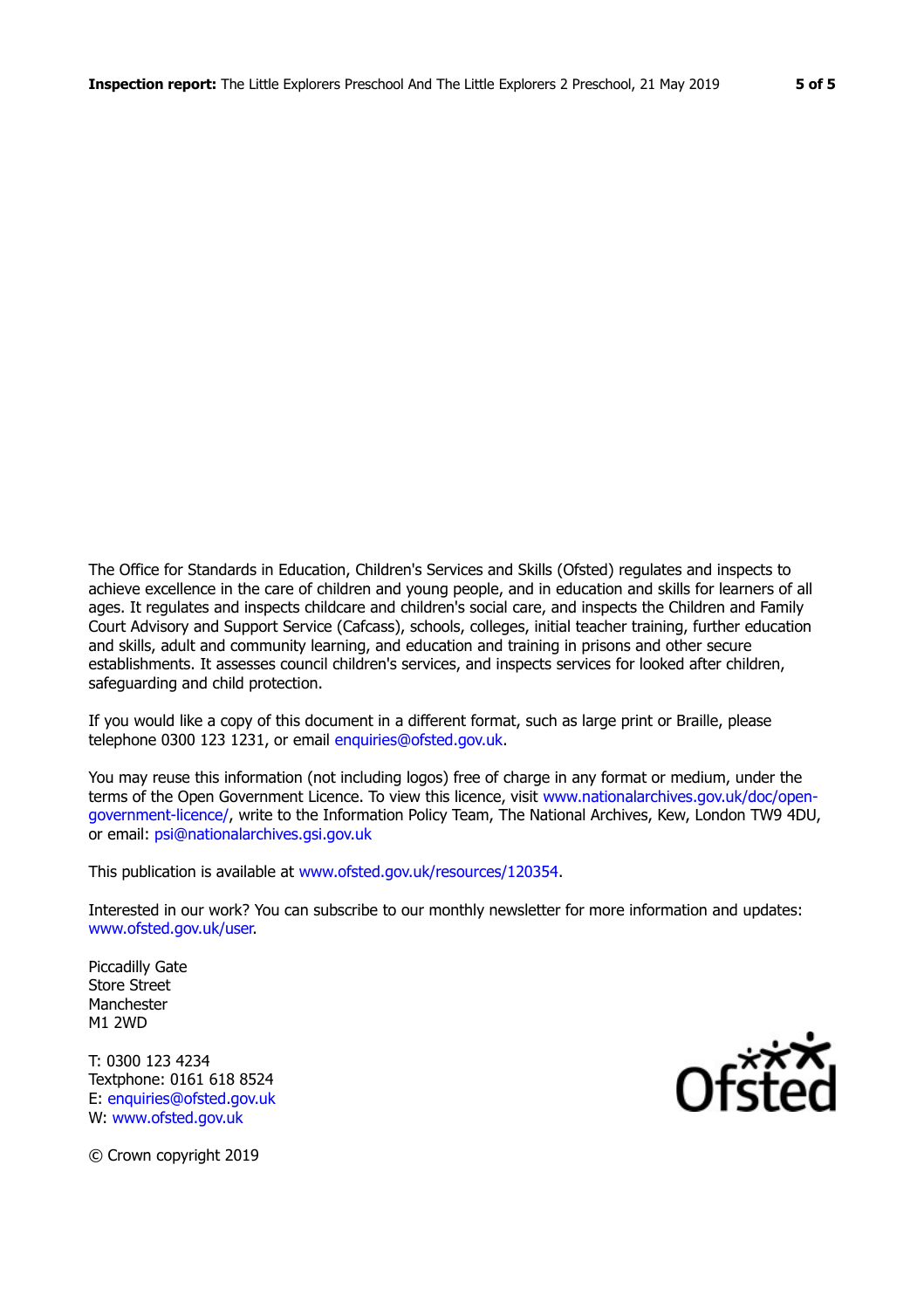The Office for Standards in Education, Children's Services and Skills (Ofsted) regulates and inspects to achieve excellence in the care of children and young people, and in education and skills for learners of all ages. It regulates and inspects childcare and children's social care, and inspects the Children and Family Court Advisory and Support Service (Cafcass), schools, colleges, initial teacher training, further education and skills, adult and community learning, and education and training in prisons and other secure establishments. It assesses council children's services, and inspects services for looked after children, safeguarding and child protection.

If you would like a copy of this document in a different format, such as large print or Braille, please telephone 0300 123 1231, or email enquiries@ofsted.gov.uk.

You may reuse this information (not including logos) free of charge in any format or medium, under the terms of the Open Government Licence. To view this licence, visit www.nationalarchives.gov.uk/doc/open-government-licence/, write to the Information Policy Team, The National Archives, Kew, London TW9 4DU, or email: psi@nationalarchives.gsi.gov.uk

This publication is available at www.ofsted.gov.uk/resources/120354.

Interested in our work? You can subscribe to our monthly newsletter for more information and updates: www.ofsted.gov.uk/user.

Piccadilly Gate
Store Street
Manchester
M1 2WD

T: 0300 123 4234
Textphone: 0161 618 8524
E: enquiries@ofsted.gov.uk
W: www.ofsted.gov.uk

© Crown copyright 2019